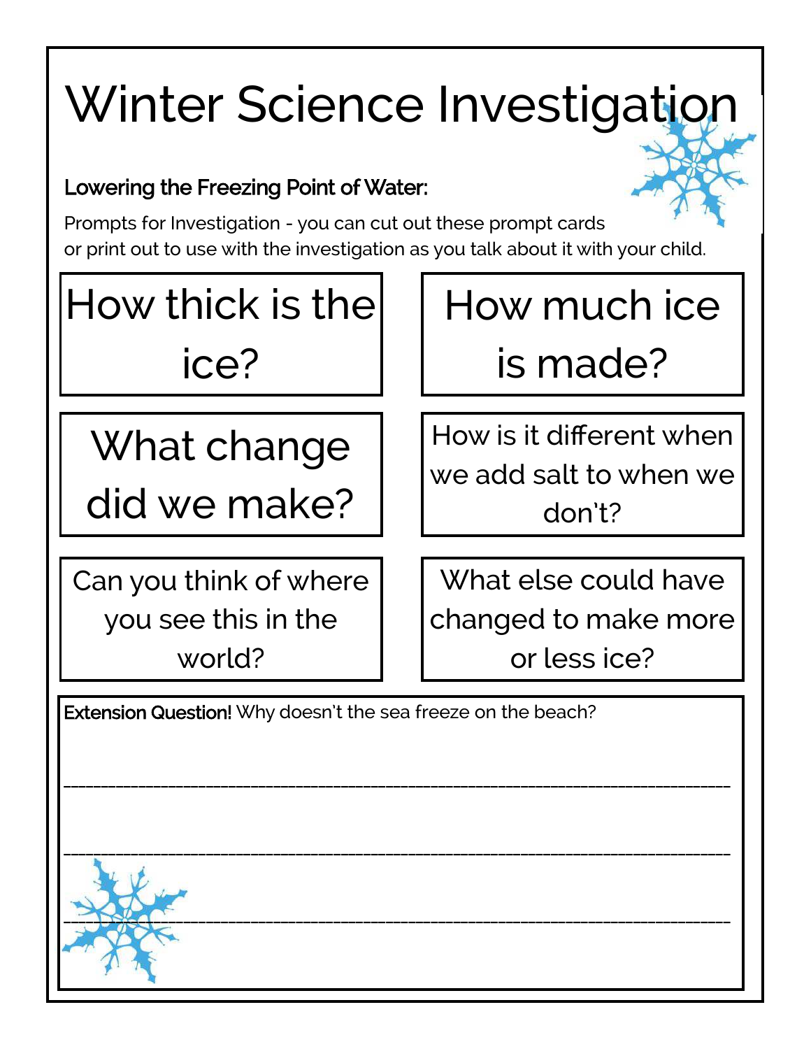# Winter Science Investigation

**Lowering the Freezing Point of Water:**

Prompts for Investigation - you can cut out these prompt cards or print out to use with the investigation as you talk about it with your child.

| | |
|---|---|
| How thick is the ice? | How much ice is made? |
| What change did we make? | How is it different when we add salt to when we don't? |
| Can you think of where you see this in the world? | What else could have changed to make more or less ice? |

**Extension Question!** Why doesn't the sea freeze on the beach?

\_\_\_\_\_\_\_\_\_\_\_\_\_\_\_\_\_\_\_\_\_\_\_\_\_\_\_\_\_\_\_\_\_\_\_\_\_\_\_\_\_\_\_\_\_\_\_\_\_\_\_\_\_\_\_\_\_\_\_\_\_\_\_\_\_\_\_\_

\_\_\_\_\_\_\_\_\_\_\_\_\_\_\_\_\_\_\_\_\_\_\_\_\_\_\_\_\_\_\_\_\_\_\_\_\_\_\_\_\_\_\_\_\_\_\_\_\_\_\_\_\_\_\_\_\_\_\_\_\_\_\_\_\_\_\_\_

\_\_\_\_\_\_\_\_\_\_\_\_\_\_\_\_\_\_\_\_\_\_\_\_\_\_\_\_\_\_\_\_\_\_\_\_\_\_\_\_\_\_\_\_\_\_\_\_\_\_\_\_\_\_\_\_\_\_\_\_\_\_\_\_\_\_\_\_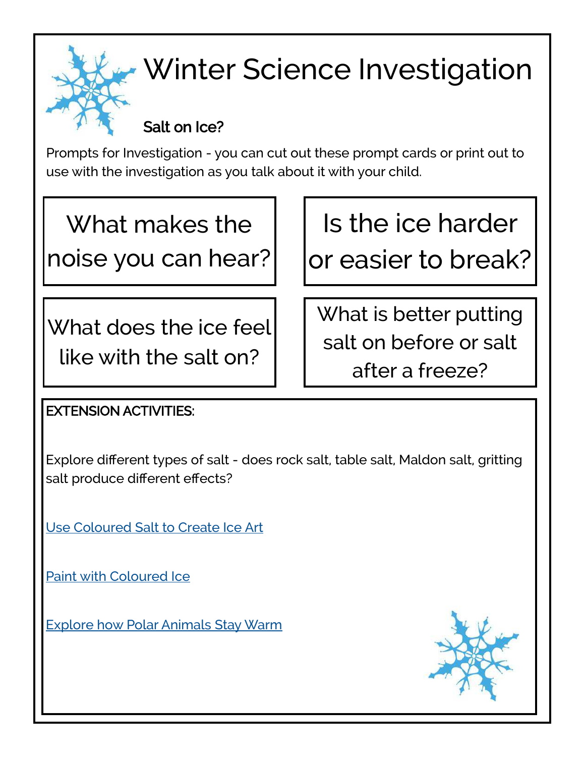# Winter Science Investigation

**Salt on Ice?**

Prompts for Investigation - you can cut out these prompt cards or print out to use with the investigation as you talk about it with your child.

| | |
|---|---|
| What makes the noise you can hear? | Is the ice harder or easier to break? |
| What does the ice feel like with the salt on? | What is better putting salt on before or salt after a freeze? |

**EXTENSION ACTIVITIES:**

Explore different types of salt - does rock salt, table salt, Maldon salt, gritting salt produce different effects?

Use Coloured Salt to Create Ice Art

Paint with Coloured Ice

Explore how Polar Animals Stay Warm